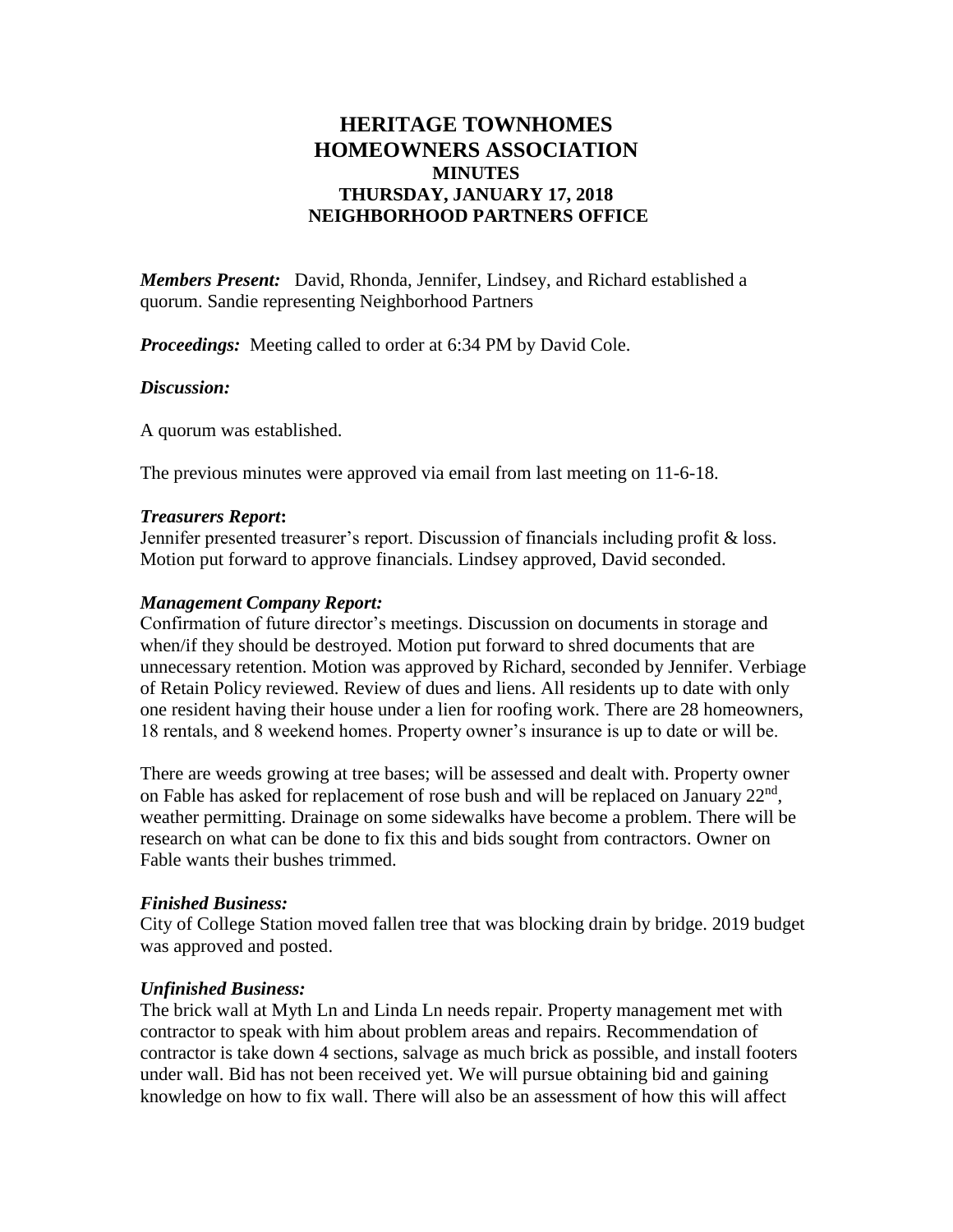# HERITAGE TOWNHOMES HOMEOWNERS ASSOCIATION

## MINUTES

### THURSDAY, JANUARY 17, 2018

### NEIGHBORHOOD PARTNERS OFFICE

***Members Present:*** David, Rhonda, Jennifer, Lindsey, and Richard established a quorum. Sandie representing Neighborhood Partners

***Proceedings:*** Meeting called to order at 6:34 PM by David Cole.

***Discussion:***

A quorum was established.

The previous minutes were approved via email from last meeting on 11-6-18.

***Treasurers Report:***

Jennifer presented treasurer's report. Discussion of financials including profit & loss. Motion put forward to approve financials. Lindsey approved, David seconded.

***Management Company Report:***

Confirmation of future director's meetings. Discussion on documents in storage and when/if they should be destroyed. Motion put forward to shred documents that are unnecessary retention. Motion was approved by Richard, seconded by Jennifer. Verbiage of Retain Policy reviewed. Review of dues and liens. All residents up to date with only one resident having their house under a lien for roofing work. There are 28 homeowners, 18 rentals, and 8 weekend homes. Property owner's insurance is up to date or will be.

There are weeds growing at tree bases; will be assessed and dealt with. Property owner on Fable has asked for replacement of rose bush and will be replaced on January 22nd, weather permitting. Drainage on some sidewalks have become a problem. There will be research on what can be done to fix this and bids sought from contractors. Owner on Fable wants their bushes trimmed.

***Finished Business:***

City of College Station moved fallen tree that was blocking drain by bridge. 2019 budget was approved and posted.

***Unfinished Business:***

The brick wall at Myth Ln and Linda Ln needs repair. Property management met with contractor to speak with him about problem areas and repairs. Recommendation of contractor is take down 4 sections, salvage as much brick as possible, and install footers under wall. Bid has not been received yet. We will pursue obtaining bid and gaining knowledge on how to fix wall. There will also be an assessment of how this will affect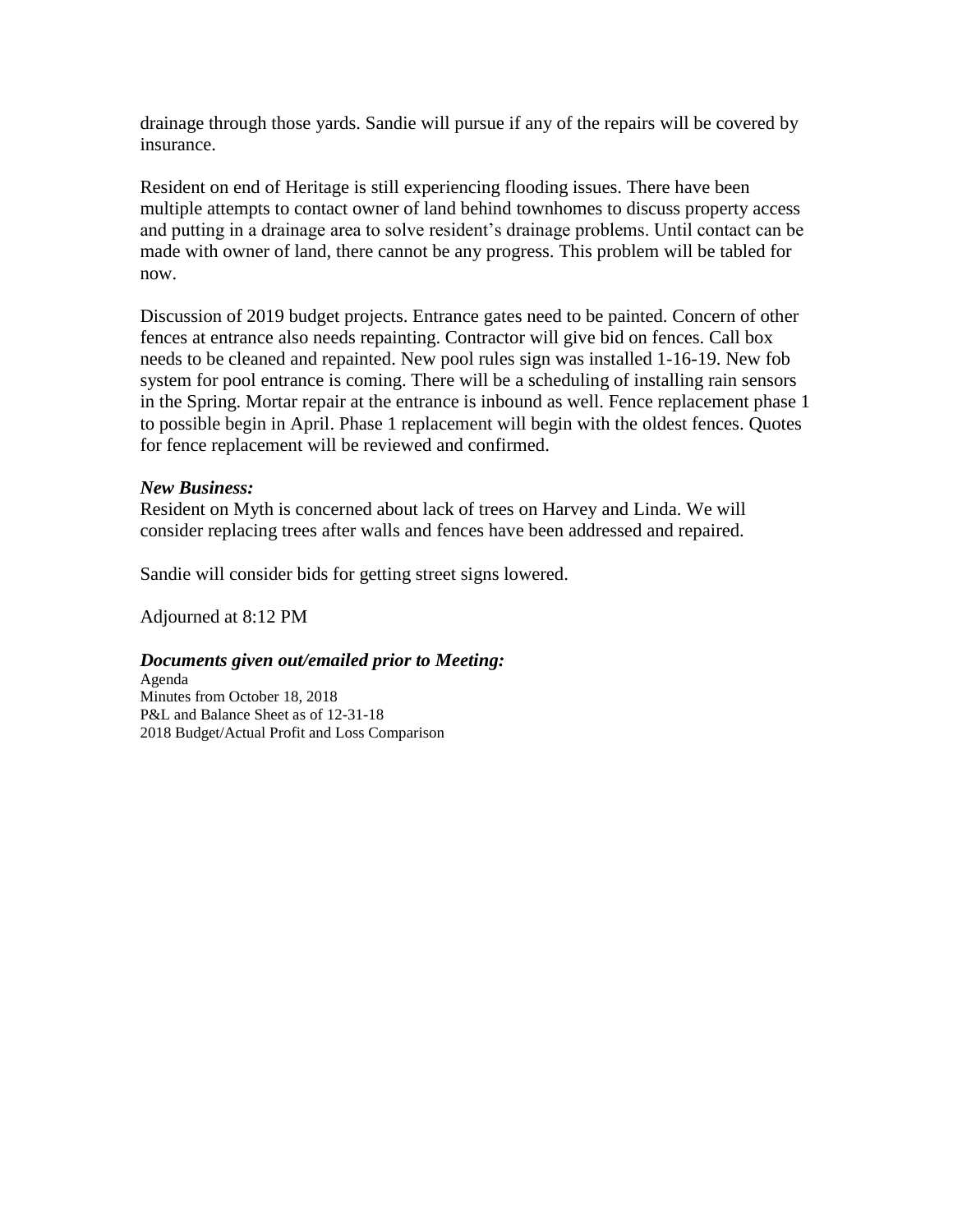drainage through those yards. Sandie will pursue if any of the repairs will be covered by insurance.

Resident on end of Heritage is still experiencing flooding issues. There have been multiple attempts to contact owner of land behind townhomes to discuss property access and putting in a drainage area to solve resident's drainage problems. Until contact can be made with owner of land, there cannot be any progress. This problem will be tabled for now.

Discussion of 2019 budget projects. Entrance gates need to be painted. Concern of other fences at entrance also needs repainting. Contractor will give bid on fences. Call box needs to be cleaned and repainted. New pool rules sign was installed 1-16-19. New fob system for pool entrance is coming. There will be a scheduling of installing rain sensors in the Spring. Mortar repair at the entrance is inbound as well. Fence replacement phase 1 to possible begin in April. Phase 1 replacement will begin with the oldest fences. Quotes for fence replacement will be reviewed and confirmed.

***New Business:***

Resident on Myth is concerned about lack of trees on Harvey and Linda. We will consider replacing trees after walls and fences have been addressed and repaired.

Sandie will consider bids for getting street signs lowered.

Adjourned at 8:12 PM

***Documents given out/emailed prior to Meeting:***

Agenda
Minutes from October 18, 2018
P&L and Balance Sheet as of 12-31-18
2018 Budget/Actual Profit and Loss Comparison